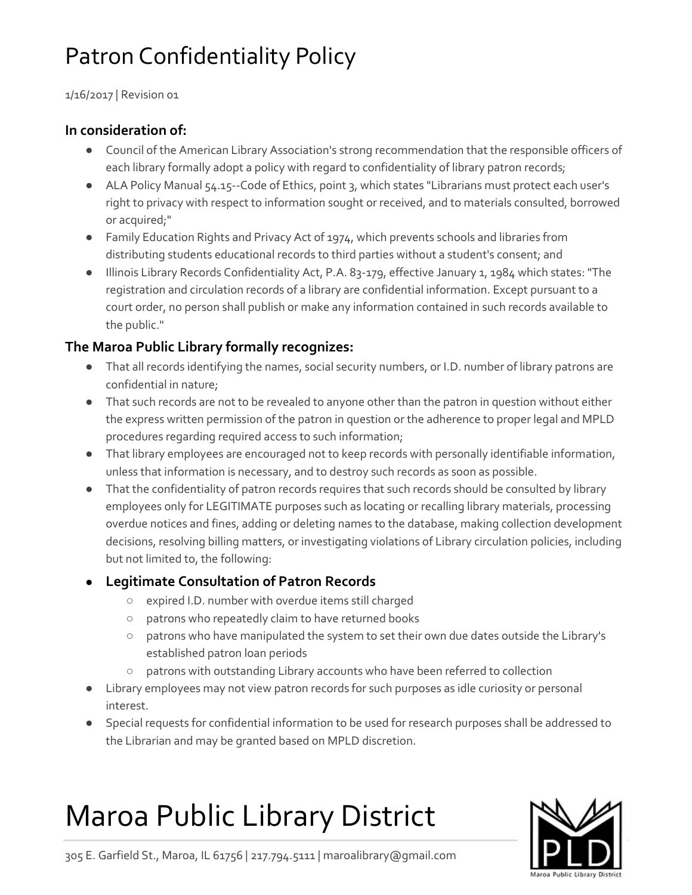# Patron Confidentiality Policy

1/16/2017 | Revision 01

### In consideration of:

- Council of the American Library Association's strong recommendation that the responsible officers of each library formally adopt a policy with regard to confidentiality of library patron records;
- ALA Policy Manual 54.15--Code of Ethics, point 3, which states "Librarians must protect each user's right to privacy with respect to information sought or received, and to materials consulted, borrowed or acquired;"
- Family Education Rights and Privacy Act of 1974, which prevents schools and libraries from distributing students educational records to third parties without a student's consent; and
- Illinois Library Records Confidentiality Act, P.A. 83-179, effective January 1, 1984 which states: "The registration and circulation records of a library are confidential information. Except pursuant to a court order, no person shall publish or make any information contained in such records available to the public."

### The Maroa Public Library formally recognizes:

- That all records identifying the names, social security numbers, or I.D. number of library patrons are confidential in nature;
- That such records are not to be revealed to anyone other than the patron in question without either the express written permission of the patron in question or the adherence to proper legal and MPLD procedures regarding required access to such information;
- That library employees are encouraged not to keep records with personally identifiable information, unless that information is necessary, and to destroy such records as soon as possible.
- That the confidentiality of patron records requires that such records should be consulted by library employees only for LEGITIMATE purposes such as locating or recalling library materials, processing overdue notices and fines, adding or deleting names to the database, making collection development decisions, resolving billing matters, or investigating violations of Library circulation policies, including but not limited to, the following:
- **Legitimate Consultation of Patron Records**
  - expired I.D. number with overdue items still charged
  - patrons who repeatedly claim to have returned books
  - patrons who have manipulated the system to set their own due dates outside the Library's established patron loan periods
  - patrons with outstanding Library accounts who have been referred to collection
- Library employees may not view patron records for such purposes as idle curiosity or personal interest.
- Special requests for confidential information to be used for research purposes shall be addressed to the Librarian and may be granted based on MPLD discretion.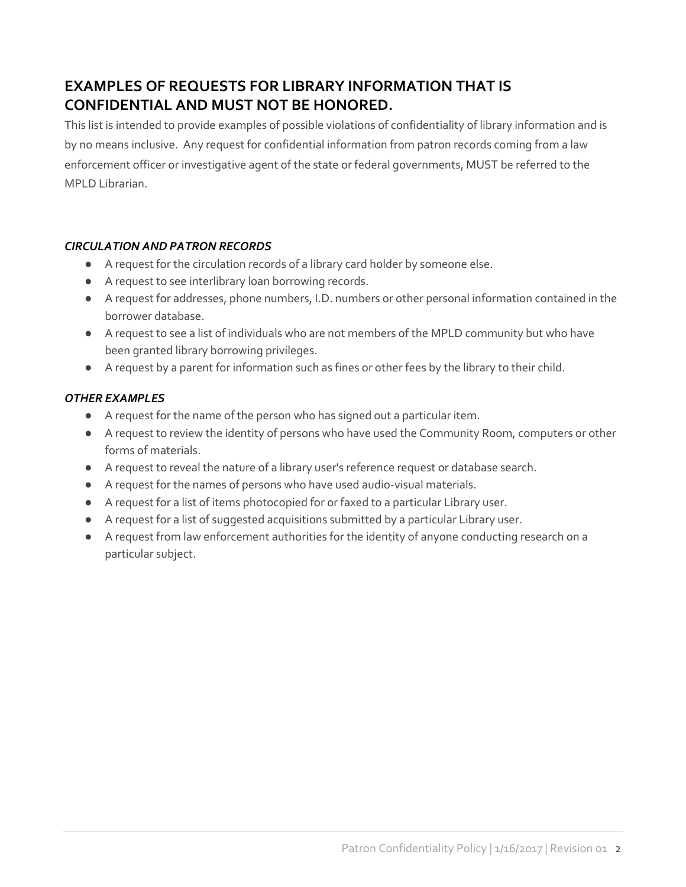## EXAMPLES OF REQUESTS FOR LIBRARY INFORMATION THAT IS CONFIDENTIAL AND MUST NOT BE HONORED.

This list is intended to provide examples of possible violations of confidentiality of library information and is by no means inclusive. Any request for confidential information from patron records coming from a law enforcement officer or investigative agent of the state or federal governments, MUST be referred to the MPLD Librarian.

### *CIRCULATION AND PATRON RECORDS*

- A request for the circulation records of a library card holder by someone else.
- A request to see interlibrary loan borrowing records.
- A request for addresses, phone numbers, I.D. numbers or other personal information contained in the borrower database.
- A request to see a list of individuals who are not members of the MPLD community but who have been granted library borrowing privileges.
- A request by a parent for information such as fines or other fees by the library to their child.

### *OTHER EXAMPLES*

- A request for the name of the person who has signed out a particular item.
- A request to review the identity of persons who have used the Community Room, computers or other forms of materials.
- A request to reveal the nature of a library user's reference request or database search.
- A request for the names of persons who have used audio-visual materials.
- A request for a list of items photocopied for or faxed to a particular Library user.
- A request for a list of suggested acquisitions submitted by a particular Library user.
- A request from law enforcement authorities for the identity of anyone conducting research on a particular subject.